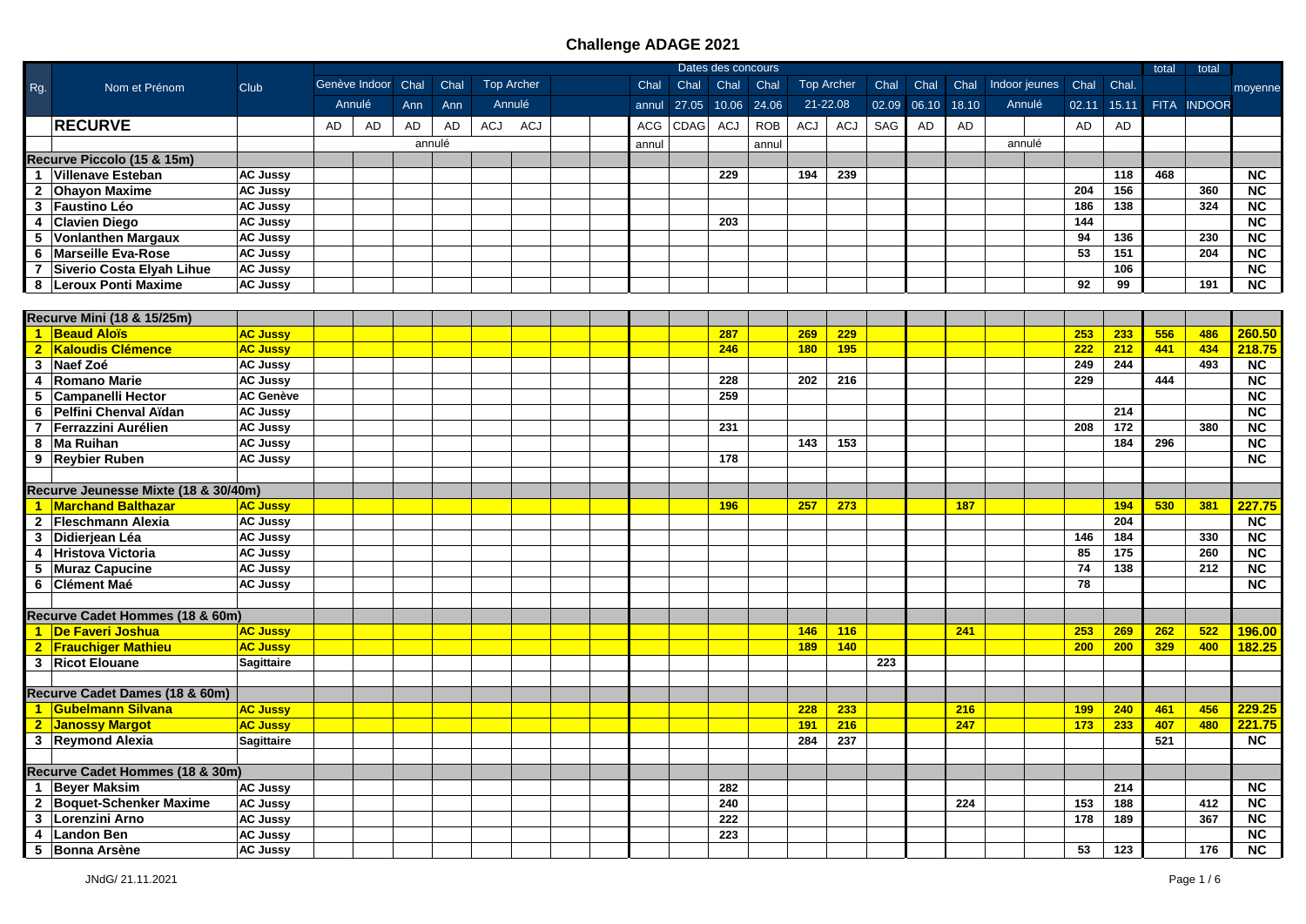# Challenge ADAGE 2021

| Rg. | Nom et Prénom | Club | Dates des concours | | | | | | | | | | | | | | | | | | | | | total | total | moyenne |
|---|---|---|---|---|---|---|---|---|---|---|---|---|---|---|---|---|---|---|---|---|---|---|---|---|---|---|
| | | | Genève Indoor | | Chal | Chal | Top Archer | | | | Chal | Chal | Chal | Chal | Top Archer | | Chal | Chal | Chal | Indoor jeunes | | Chal | Chal. | | | |
| | | | Annulé | | Ann | Ann | Annulé | | | | annul | 27.05 | 10.06 | 24.06 | 21-22.08 | | 02.09 | 06.10 | 18.10 | Annulé | | 02.11 | 15.11 | FITA | INDOOR | |
| | **RECURVE** | | AD | AD | AD | AD | ACJ | ACJ | | | ACG | CDAG | ACJ | ROB | ACJ | ACJ | SAG | AD | AD | | | AD | AD | | | |
| | | | | | annulé | | | | | | annul | | | annul | | | | | | annulé | | | | | | |
| **Recurve Piccolo (15 & 15m)** | | | | | | | | | | | | | | | | | | | | | | | | | | |
| 1 | Villenave Esteban | AC Jussy | | | | | | | | | | | 229 | | 194 | 239 | | | | | | | 118 | 468 | | NC |
| 2 | Ohayon Maxime | AC Jussy | | | | | | | | | | | | | | | | | | | | 204 | 156 | | 360 | NC |
| 3 | Faustino Léo | AC Jussy | | | | | | | | | | | | | | | | | | | | 186 | 138 | | 324 | NC |
| 4 | Clavien Diego | AC Jussy | | | | | | | | | | | 203 | | | | | | | | | 144 | | | | NC |
| 5 | Vonlanthen Margaux | AC Jussy | | | | | | | | | | | | | | | | | | | | 94 | 136 | | 230 | NC |
| 6 | Marseille Eva-Rose | AC Jussy | | | | | | | | | | | | | | | | | | | | 53 | 151 | | 204 | NC |
| 7 | Siverio Costa Elyah Lihue | AC Jussy | | | | | | | | | | | | | | | | | | | | | 106 | | | NC |
| 8 | Leroux Ponti Maxime | AC Jussy | | | | | | | | | | | | | | | | | | | | 92 | 99 | | 191 | NC |
| **Recurve Mini (18 & 15/25m)** | | | | | | | | | | | | | | | | | | | | | | | | | | |
| 1 | Beaud Aloïs | AC Jussy | | | | | | | | | | | 287 | | 269 | 229 | | | | | | 253 | 233 | 556 | 486 | 260.50 |
| 2 | Kaloudis Clémence | AC Jussy | | | | | | | | | | | 246 | | 180 | 195 | | | | | | 222 | 212 | 441 | 434 | 218.75 |
| 3 | Naef Zoé | AC Jussy | | | | | | | | | | | | | | | | | | | | 249 | 244 | | 493 | NC |
| 4 | Romano Marie | AC Jussy | | | | | | | | | | | 228 | | 202 | 216 | | | | | | 229 | | 444 | | NC |
| 5 | Campanelli Hector | AC Genève | | | | | | | | | | | 259 | | | | | | | | | | | | | NC |
| 6 | Pelfini Chenval Aïdan | AC Jussy | | | | | | | | | | | | | | | | | | | | | 214 | | | NC |
| 7 | Ferrazzini Aurélien | AC Jussy | | | | | | | | | | | 231 | | | | | | | | | 208 | 172 | | 380 | NC |
| 8 | Ma Ruihan | AC Jussy | | | | | | | | | | | | | 143 | 153 | | | | | | | 184 | 296 | | NC |
| 9 | Reybier Ruben | AC Jussy | | | | | | | | | | | 178 | | | | | | | | | | | | | NC |
| **Recurve Jeunesse Mixte (18 & 30/40m)** | | | | | | | | | | | | | | | | | | | | | | | | | | |
| 1 | Marchand Balthazar | AC Jussy | | | | | | | | | | | 196 | | 257 | 273 | | | 187 | | | | 194 | 530 | 381 | 227.75 |
| 2 | Fleschmann Alexia | AC Jussy | | | | | | | | | | | | | | | | | | | | | 204 | | | NC |
| 3 | Didierjean Léa | AC Jussy | | | | | | | | | | | | | | | | | | | | 146 | 184 | | 330 | NC |
| 4 | Hristova Victoria | AC Jussy | | | | | | | | | | | | | | | | | | | | 85 | 175 | | 260 | NC |
| 5 | Muraz Capucine | AC Jussy | | | | | | | | | | | | | | | | | | | | 74 | 138 | | 212 | NC |
| 6 | Clément Maé | AC Jussy | | | | | | | | | | | | | | | | | | | | 78 | | | | NC |
| **Recurve Cadet Hommes (18 & 60m)** | | | | | | | | | | | | | | | | | | | | | | | | | | |
| 1 | De Faveri Joshua | AC Jussy | | | | | | | | | | | | | 146 | 116 | | | 241 | | | 253 | 269 | 262 | 522 | 196.00 |
| 2 | Frauchiger Mathieu | AC Jussy | | | | | | | | | | | | | 189 | 140 | | | | | | 200 | 200 | 329 | 400 | 182.25 |
| 3 | Ricot Elouane | Sagittaire | | | | | | | | | | | | | | | 223 | | | | | | | | | |
| **Recurve Cadet Dames (18 & 60m)** | | | | | | | | | | | | | | | | | | | | | | | | | | |
| 1 | Gubelmann Silvana | AC Jussy | | | | | | | | | | | | | 228 | 233 | | | 216 | | | 199 | 240 | 461 | 456 | 229.25 |
| 2 | Janossy Margot | AC Jussy | | | | | | | | | | | | | 191 | 216 | | | 247 | | | 173 | 233 | 407 | 480 | 221.75 |
| 3 | Reymond Alexia | Sagittaire | | | | | | | | | | | | | 284 | 237 | | | | | | | | 521 | | NC |
| **Recurve Cadet Hommes (18 & 30m)** | | | | | | | | | | | | | | | | | | | | | | | | | | |
| 1 | Beyer Maksim | AC Jussy | | | | | | | | | | | 282 | | | | | | | | | | 214 | | | NC |
| 2 | Boquet-Schenker Maxime | AC Jussy | | | | | | | | | | | 240 | | | | | | 224 | | | 153 | 188 | | 412 | NC |
| 3 | Lorenzini Arno | AC Jussy | | | | | | | | | | | 222 | | | | | | | | | 178 | 189 | | 367 | NC |
| 4 | Landon Ben | AC Jussy | | | | | | | | | | | 223 | | | | | | | | | | | | | NC |
| 5 | Bonna Arsène | AC Jussy | | | | | | | | | | | | | | | | | | | | 53 | 123 | | 176 | NC |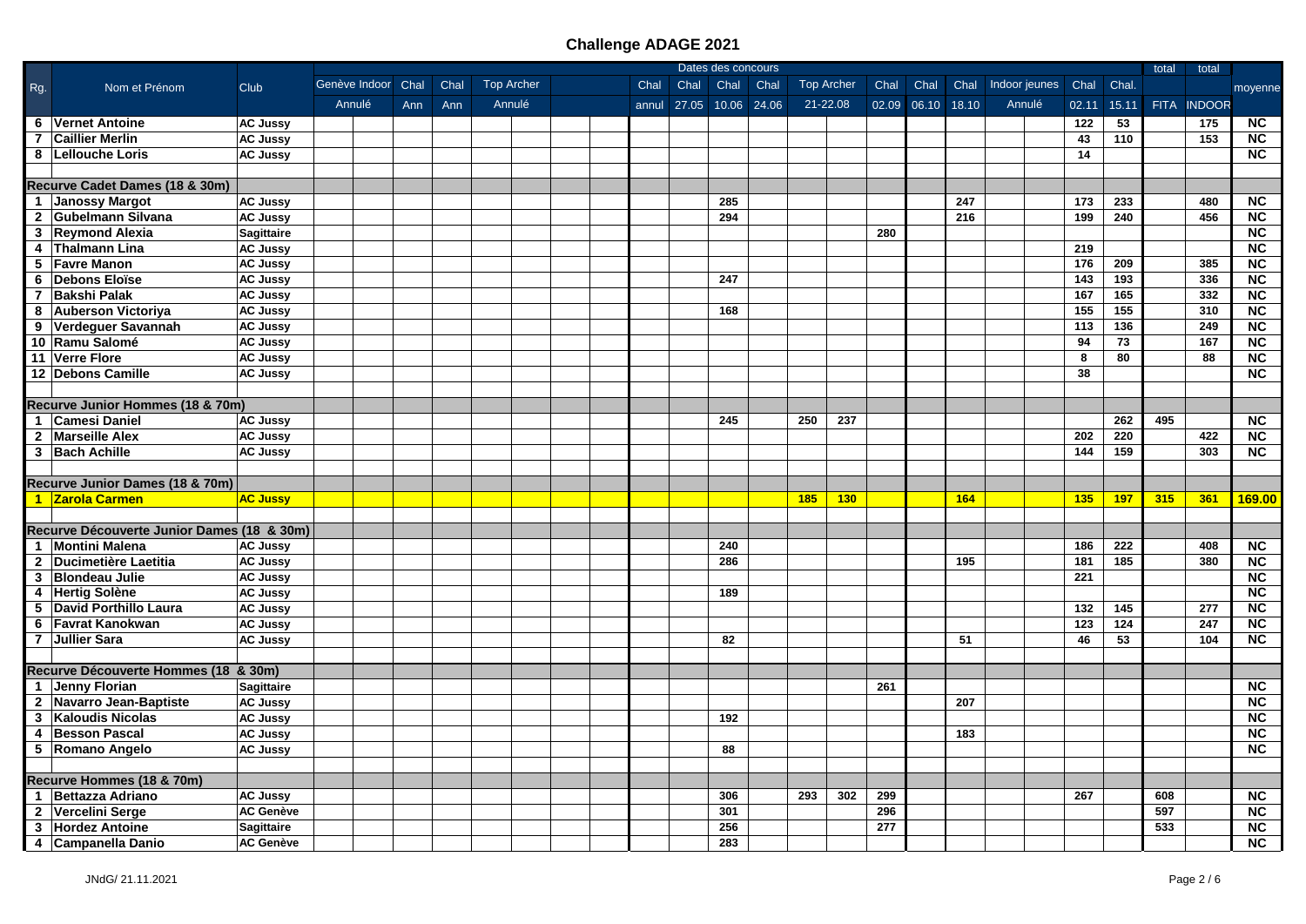# Challenge ADAGE 2021

| Rg. | Nom et Prénom | Club | Dates des concours | | | | | | | | | | | | | | | | | | | | | total | total | moyenne |
|---|---|---|---|---|---|---|---|---|---|---|---|---|---|---|---|---|---|---|---|---|---|---|---|---|---|---|
| | | | Genève Indoor | | Chal | Chal | Top Archer | | | | Chal | Chal | Chal | Chal | Top Archer | | Chal | Chal | Chal | Indoor jeunes | | Chal | Chal. | | | |
| | | | Annulé | | Ann | Ann | Annulé | | | | annul | 27.05 | 10.06 | 24.06 | 21-22.08 | | 02.09 | 06.10 | 18.10 | Annulé | | 02.11 | 15.11 | FITA | INDOOR | |
| 6 | **Vernet Antoine** | AC Jussy | | | | | | | | | | | | | | | | | | | | 122 | 53 | | 175 | NC |
| 7 | **Caillier Merlin** | AC Jussy | | | | | | | | | | | | | | | | | | | | 43 | 110 | | 153 | NC |
| 8 | **Lellouche Loris** | AC Jussy | | | | | | | | | | | | | | | | | | | | 14 | | | | NC |
| | | | | | | | | | | | | | | | | | | | | | | | | | | |
| **Recurve Cadet Dames (18 & 30m)** | | | | | | | | | | | | | | | | | | | | | | | | | | |
| 1 | **Janossy Margot** | AC Jussy | | | | | | | | | | | 285 | | | | | | 247 | | | 173 | 233 | | 480 | NC |
| 2 | **Gubelmann Silvana** | AC Jussy | | | | | | | | | | | 294 | | | | | | 216 | | | 199 | 240 | | 456 | NC |
| 3 | **Reymond Alexia** | Sagittaire | | | | | | | | | | | | | | | 280 | | | | | | | | | NC |
| 4 | **Thalmann Lina** | AC Jussy | | | | | | | | | | | | | | | | | | | | 219 | | | | NC |
| 5 | **Favre Manon** | AC Jussy | | | | | | | | | | | | | | | | | | | | 176 | 209 | | 385 | NC |
| 6 | **Debons Eloïse** | AC Jussy | | | | | | | | | | | 247 | | | | | | | | | 143 | 193 | | 336 | NC |
| 7 | **Bakshi Palak** | AC Jussy | | | | | | | | | | | | | | | | | | | | 167 | 165 | | 332 | NC |
| 8 | **Auberson Victoriya** | AC Jussy | | | | | | | | | | | 168 | | | | | | | | | 155 | 155 | | 310 | NC |
| 9 | **Verdeguer Savannah** | AC Jussy | | | | | | | | | | | | | | | | | | | | 113 | 136 | | 249 | NC |
| 10 | **Ramu Salomé** | AC Jussy | | | | | | | | | | | | | | | | | | | | 94 | 73 | | 167 | NC |
| 11 | **Verre Flore** | AC Jussy | | | | | | | | | | | | | | | | | | | | 8 | 80 | | 88 | NC |
| 12 | **Debons Camille** | AC Jussy | | | | | | | | | | | | | | | | | | | | 38 | | | | NC |
| | | | | | | | | | | | | | | | | | | | | | | | | | | |
| **Recurve Junior Hommes (18 & 70m)** | | | | | | | | | | | | | | | | | | | | | | | | | | |
| 1 | **Camesi Daniel** | AC Jussy | | | | | | | | | | | 245 | | 250 | 237 | | | | | | | 262 | 495 | | NC |
| 2 | **Marseille Alex** | AC Jussy | | | | | | | | | | | | | | | | | | | | 202 | 220 | | 422 | NC |
| 3 | **Bach Achille** | AC Jussy | | | | | | | | | | | | | | | | | | | | 144 | 159 | | 303 | NC |
| | | | | | | | | | | | | | | | | | | | | | | | | | | |
| **Recurve Junior Dames (18 & 70m)** | | | | | | | | | | | | | | | | | | | | | | | | | | |
| 1 | **Zarola Carmen** | AC Jussy | | | | | | | | | | | | | 185 | 130 | | | 164 | | | 135 | 197 | 315 | 361 | 169.00 |
| | | | | | | | | | | | | | | | | | | | | | | | | | | |
| **Recurve Découverte Junior Dames (18 & 30m)** | | | | | | | | | | | | | | | | | | | | | | | | | | |
| 1 | **Montini Malena** | AC Jussy | | | | | | | | | | | 240 | | | | | | | | | 186 | 222 | | 408 | NC |
| 2 | **Ducimetière Laetitia** | AC Jussy | | | | | | | | | | | 286 | | | | | | 195 | | | 181 | 185 | | 380 | NC |
| 3 | **Blondeau Julie** | AC Jussy | | | | | | | | | | | | | | | | | | | | 221 | | | | NC |
| 4 | **Hertig Solène** | AC Jussy | | | | | | | | | | | 189 | | | | | | | | | | | | | NC |
| 5 | **David Porthillo Laura** | AC Jussy | | | | | | | | | | | | | | | | | | | | 132 | 145 | | 277 | NC |
| 6 | **Favrat Kanokwan** | AC Jussy | | | | | | | | | | | | | | | | | | | | 123 | 124 | | 247 | NC |
| 7 | **Jullier Sara** | AC Jussy | | | | | | | | | | | 82 | | | | | | 51 | | | 46 | 53 | | 104 | NC |
| | | | | | | | | | | | | | | | | | | | | | | | | | | |
| **Recurve Découverte Hommes (18 & 30m)** | | | | | | | | | | | | | | | | | | | | | | | | | | |
| 1 | **Jenny Florian** | Sagittaire | | | | | | | | | | | | | | | 261 | | | | | | | | | NC |
| 2 | **Navarro Jean-Baptiste** | AC Jussy | | | | | | | | | | | | | | | | | 207 | | | | | | | NC |
| 3 | **Kaloudis Nicolas** | AC Jussy | | | | | | | | | | | 192 | | | | | | | | | | | | | NC |
| 4 | **Besson Pascal** | AC Jussy | | | | | | | | | | | | | | | | | 183 | | | | | | | NC |
| 5 | **Romano Angelo** | AC Jussy | | | | | | | | | | | 88 | | | | | | | | | | | | | NC |
| | | | | | | | | | | | | | | | | | | | | | | | | | | |
| **Recurve Hommes (18 & 70m)** | | | | | | | | | | | | | | | | | | | | | | | | | | |
| 1 | **Bettazza Adriano** | AC Jussy | | | | | | | | | | | 306 | | 293 | 302 | 299 | | | | | 267 | | 608 | | NC |
| 2 | **Vercelini Serge** | AC Genève | | | | | | | | | | | 301 | | | | 296 | | | | | | | 597 | | NC |
| 3 | **Hordez Antoine** | Sagittaire | | | | | | | | | | | 256 | | | | 277 | | | | | | | 533 | | NC |
| 4 | **Campanella Danio** | AC Genève | | | | | | | | | | | 283 | | | | | | | | | | | | | NC |

JNdG/ 21.11.2021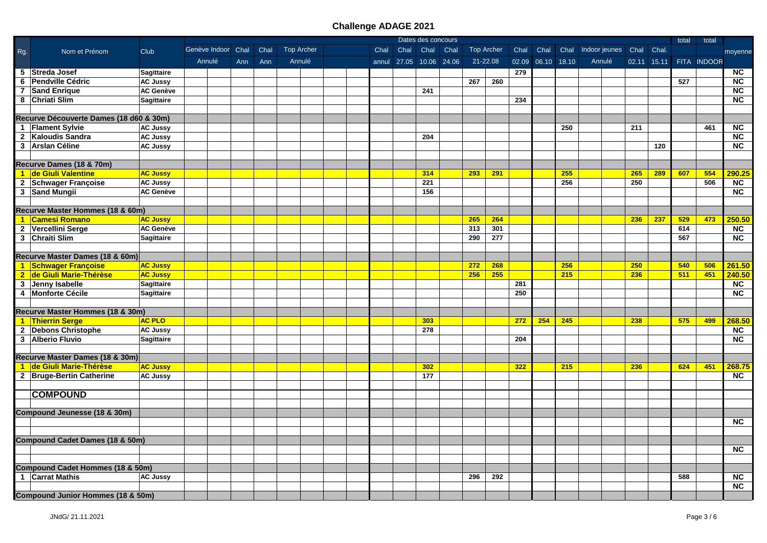| Rg. | Nom et Prénom | Club | Genève Indoor Annulé | | Chal Ann | Chal Ann | Top Archer Annulé | | | | Chal annul | Chal 27.05 | Chal 10.06 | Chal 24.06 | Top Archer 21-22.08 | | Chal 02.09 | Chal 06.10 | Chal 18.10 | Indoor jeunes Annulé | | Chal 02.11 | Chal. 15.11 | total FITA | total INDOOR | moyenne |
|---|---|---|---|---|---|---|---|---|---|---|---|---|---|---|---|---|---|---|---|---|---|---|---|---|---|---|
| 5 | Streda Josef | Sagittaire | | | | | | | | | | | | | | | 279 | | | | | | | | | NC |
| 6 | Pendville Cédric | AC Jussy | | | | | | | | | | | | | 267 | 260 | | | | | | | | 527 | | NC |
| 7 | Sand Enrique | AC Genève | | | | | | | | | | | 241 | | | | | | | | | | | | | NC |
| 8 | Chriati Slim | Sagittaire | | | | | | | | | | | | | | | 234 | | | | | | | | | NC |
| | | | | | | | | | | | | | | | | | | | | | | | | | | |
| **Recurve Découverte Dames (18 d60 & 30m)** | | | | | | | | | | | | | | | | | | | | | | | | | | |
| 1 | Flament Sylvie | AC Jussy | | | | | | | | | | | | | | | | | 250 | | | 211 | | | 461 | NC |
| 2 | Kaloudis Sandra | AC Jussy | | | | | | | | | | | 204 | | | | | | | | | | | | | NC |
| 3 | Arslan Céline | AC Jussy | | | | | | | | | | | | | | | | | | | | | 120 | | | NC |
| | | | | | | | | | | | | | | | | | | | | | | | | | | |
| **Recurve Dames (18 & 70m)** | | | | | | | | | | | | | | | | | | | | | | | | | | |
| 1 | de Giuli Valentine | AC Jussy | | | | | | | | | | | 314 | | 293 | 291 | | | 255 | | | 265 | 289 | 607 | 554 | 290.25 |
| 2 | Schwager Françoise | AC Jussy | | | | | | | | | | | 221 | | | | | | 256 | | | 250 | | | 506 | NC |
| 3 | Sand Mungii | AC Genève | | | | | | | | | | | 156 | | | | | | | | | | | | | NC |
| | | | | | | | | | | | | | | | | | | | | | | | | | | |
| **Recurve Master Hommes (18 & 60m)** | | | | | | | | | | | | | | | | | | | | | | | | | | |
| 1 | Camesi Romano | AC Jussy | | | | | | | | | | | | | 265 | 264 | | | | | | 236 | 237 | 529 | 473 | 250.50 |
| 2 | Vercellini Serge | AC Genève | | | | | | | | | | | | | 313 | 301 | | | | | | | | 614 | | NC |
| 3 | Chraiti Slim | Sagittaire | | | | | | | | | | | | | 290 | 277 | | | | | | | | 567 | | NC |
| | | | | | | | | | | | | | | | | | | | | | | | | | | |
| **Recurve Master Dames (18 & 60m)** | | | | | | | | | | | | | | | | | | | | | | | | | | |
| 1 | Schwager Françoise | AC Jussy | | | | | | | | | | | | | 272 | 268 | | | 256 | | | 250 | | 540 | 506 | 261.50 |
| 2 | de Giuli Marie-Thérèse | AC Jussy | | | | | | | | | | | | | 256 | 255 | | | 215 | | | 236 | | 511 | 451 | 240.50 |
| 3 | Jenny Isabelle | Sagittaire | | | | | | | | | | | | | | | 281 | | | | | | | | | NC |
| 4 | Monforte Cécile | Sagittaire | | | | | | | | | | | | | | | 250 | | | | | | | | | NC |
| | | | | | | | | | | | | | | | | | | | | | | | | | | |
| **Recurve Master Hommes (18 & 30m)** | | | | | | | | | | | | | | | | | | | | | | | | | | |
| 1 | Thierrin Serge | AC PLO | | | | | | | | | | | 303 | | | | 272 | 254 | 245 | | | 238 | | 575 | 499 | 268.50 |
| 2 | Debons Christophe | AC Jussy | | | | | | | | | | | 278 | | | | | | | | | | | | | NC |
| 3 | Alberio Fluvio | Sagittaire | | | | | | | | | | | | | | | 204 | | | | | | | | | NC |
| | | | | | | | | | | | | | | | | | | | | | | | | | | |
| **Recurve Master Dames (18 & 30m)** | | | | | | | | | | | | | | | | | | | | | | | | | | |
| 1 | de Giuli Marie-Thérèse | AC Jussy | | | | | | | | | | | 302 | | | | 322 | | 215 | | | 236 | | 624 | 451 | 268.75 |
| 2 | Bruge-Bertin Catherine | AC Jussy | | | | | | | | | | | 177 | | | | | | | | | | | | | NC |
| | | | | | | | | | | | | | | | | | | | | | | | | | | |
| | **COMPOUND** | | | | | | | | | | | | | | | | | | | | | | | | | |
| | | | | | | | | | | | | | | | | | | | | | | | | | | |
| **Compound Jeunesse (18 & 30m)** | | | | | | | | | | | | | | | | | | | | | | | | | | |
| | | | | | | | | | | | | | | | | | | | | | | | | | | NC |
| | | | | | | | | | | | | | | | | | | | | | | | | | | |
| **Compound Cadet Dames (18 & 50m)** | | | | | | | | | | | | | | | | | | | | | | | | | | |
| | | | | | | | | | | | | | | | | | | | | | | | | | | NC |
| | | | | | | | | | | | | | | | | | | | | | | | | | | |
| **Compound Cadet Hommes (18 & 50m)** | | | | | | | | | | | | | | | | | | | | | | | | | | |
| 1 | Carrat Mathis | AC Jussy | | | | | | | | | | | | | 296 | 292 | | | | | | | | 588 | | NC |
| | | | | | | | | | | | | | | | | | | | | | | | | | | NC |
| **Compound Junior Hommes (18 & 50m)** | | | | | | | | | | | | | | | | | | | | | | | | | | |

JNdG/ 21.11.2021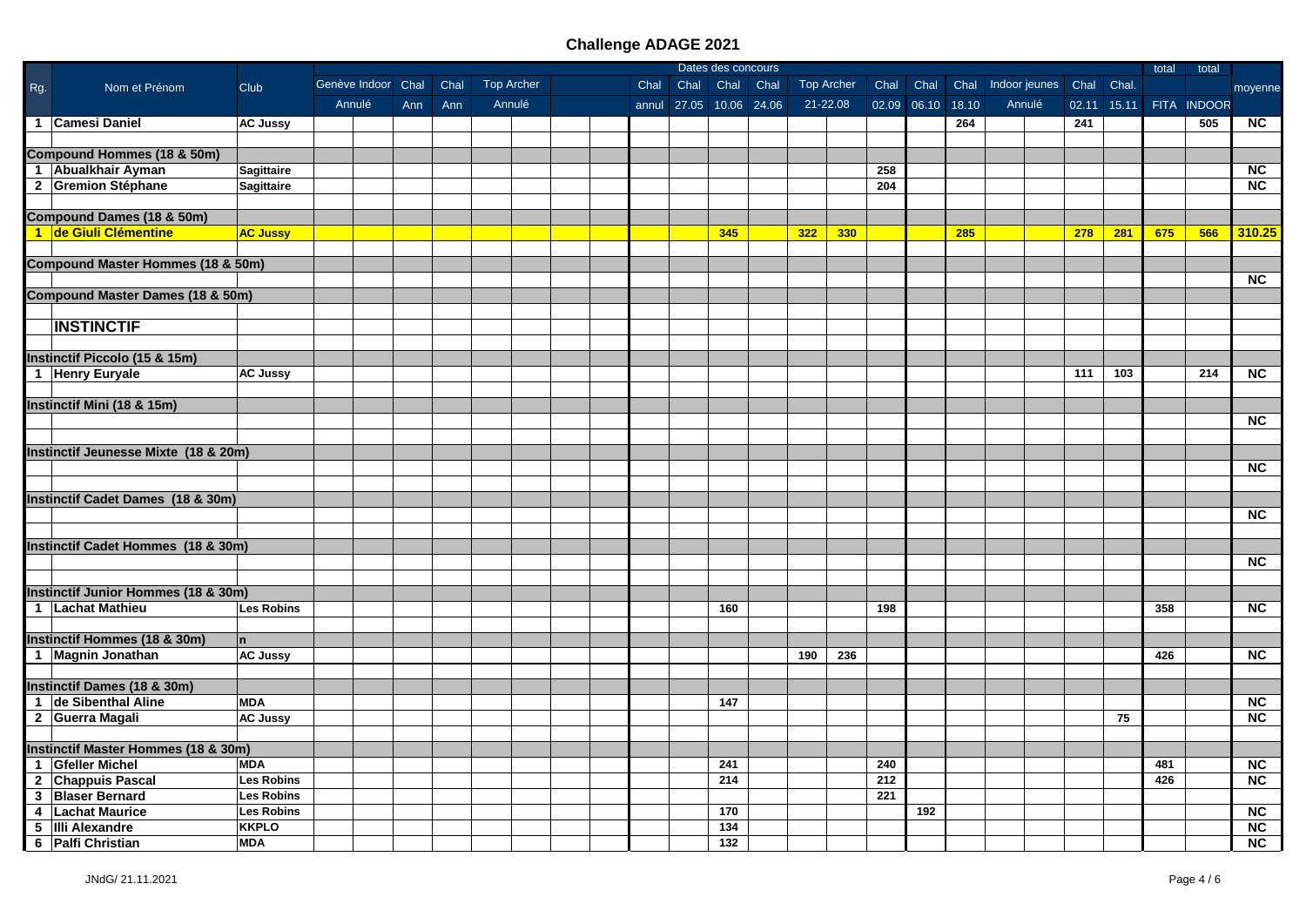# Challenge ADAGE 2021

| Rg. | Nom et Prénom | Club | Dates des concours | | | | | | | | | | | | | | | | | | | | | total | total | |
|---|---|---|---|---|---|---|---|---|---|---|---|---|---|---|---|---|---|---|---|---|---|---|---|---|---|---|
| | | | Genève Indoor | | Chal | Chal | Top Archer | | | | Chal | Chal | Chal | Chal | Top Archer | | Chal | Chal | Chal | Indoor jeunes | | Chal | Chal. | | | moyenne |
| | | | Annulé | | Ann | Ann | Annulé | | | | annul | 27.05 | 10.06 | 24.06 | 21-22.08 | | 02.09 | 06.10 | 18.10 | Annulé | | 02.11 | 15.11 | FITA | INDOOR | |
| 1 | **Camesi Daniel** | **AC Jussy** | | | | | | | | | | | | | | | | | 264 | | | 241 | | | 505 | **NC** |
| | **Compound Hommes (18 & 50m)** | | | | | | | | | | | | | | | | | | | | | | | | | |
| 1 | **Abualkhair Ayman** | **Sagittaire** | | | | | | | | | | | | | | | 258 | | | | | | | | | **NC** |
| 2 | **Gremion Stéphane** | **Sagittaire** | | | | | | | | | | | | | | | 204 | | | | | | | | | **NC** |
| | **Compound Dames (18 & 50m)** | | | | | | | | | | | | | | | | | | | | | | | | | |
| 1 | **de Giuli Clémentine** | **AC Jussy** | | | | | | | | | | | 345 | | 322 | 330 | | | 285 | | | 278 | 281 | 675 | 566 | **310.25** |
| | **Compound Master Hommes (18 & 50m)** | | | | | | | | | | | | | | | | | | | | | | | | | |
| | | | | | | | | | | | | | | | | | | | | | | | | | | **NC** |
| | **Compound Master Dames (18 & 50m)** | | | | | | | | | | | | | | | | | | | | | | | | | |
| | **INSTINCTIF** | | | | | | | | | | | | | | | | | | | | | | | | | |
| | **Instinctif Piccolo (15 & 15m)** | | | | | | | | | | | | | | | | | | | | | | | | | |
| 1 | **Henry Euryale** | **AC Jussy** | | | | | | | | | | | | | | | | | | | | 111 | 103 | | 214 | **NC** |
| | **Instinctif Mini (18 & 15m)** | | | | | | | | | | | | | | | | | | | | | | | | | |
| | | | | | | | | | | | | | | | | | | | | | | | | | | **NC** |
| | **Instinctif Jeunesse Mixte (18 & 20m)** | | | | | | | | | | | | | | | | | | | | | | | | | |
| | | | | | | | | | | | | | | | | | | | | | | | | | | **NC** |
| | **Instinctif Cadet Dames (18 & 30m)** | | | | | | | | | | | | | | | | | | | | | | | | | |
| | | | | | | | | | | | | | | | | | | | | | | | | | | **NC** |
| | **Instinctif Cadet Hommes (18 & 30m)** | | | | | | | | | | | | | | | | | | | | | | | | | |
| | | | | | | | | | | | | | | | | | | | | | | | | | | **NC** |
| | **Instinctif Junior Hommes (18 & 30m)** | | | | | | | | | | | | | | | | | | | | | | | | | |
| 1 | **Lachat Mathieu** | **Les Robins** | | | | | | | | | | | 160 | | | | 198 | | | | | | | 358 | | **NC** |
| | **Instinctif Hommes (18 & 30m)** | **n** | | | | | | | | | | | | | | | | | | | | | | | | |
| 1 | **Magnin Jonathan** | **AC Jussy** | | | | | | | | | | | | | 190 | 236 | | | | | | | | 426 | | **NC** |
| | **Instinctif Dames (18 & 30m)** | | | | | | | | | | | | | | | | | | | | | | | | | |
| 1 | **de Sibenthal Aline** | **MDA** | | | | | | | | | | | 147 | | | | | | | | | | | | | **NC** |
| 2 | **Guerra Magali** | **AC Jussy** | | | | | | | | | | | | | | | | | | | | | 75 | | | **NC** |
| | **Instinctif Master Hommes (18 & 30m)** | | | | | | | | | | | | | | | | | | | | | | | | | |
| 1 | **Gfeller Michel** | **MDA** | | | | | | | | | | | 241 | | | | 240 | | | | | | | 481 | | **NC** |
| 2 | **Chappuis Pascal** | **Les Robins** | | | | | | | | | | | 214 | | | | 212 | | | | | | | 426 | | **NC** |
| 3 | **Blaser Bernard** | **Les Robins** | | | | | | | | | | | | | | | 221 | | | | | | | | | |
| 4 | **Lachat Maurice** | **Les Robins** | | | | | | | | | | | 170 | | | | | 192 | | | | | | | | **NC** |
| 5 | **Illi Alexandre** | **KKPLO** | | | | | | | | | | | 134 | | | | | | | | | | | | | **NC** |
| 6 | **Palfi Christian** | **MDA** | | | | | | | | | | | 132 | | | | | | | | | | | | | **NC** |

JNdG/ 21.11.2021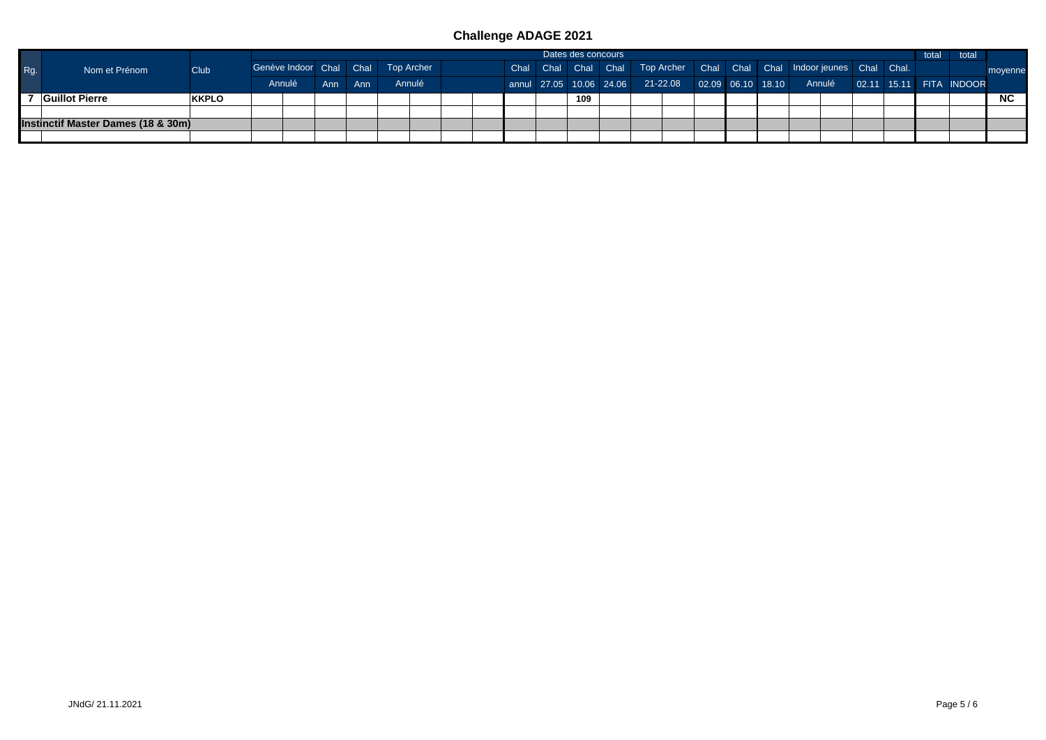## Challenge ADAGE 2021

| Rg. | Nom et Prénom | Club | Dates des concours | | | | | | | | | | | | | | | | | | | | | total | total | moyenne |
|---|---|---|---|---|---|---|---|---|---|---|---|---|---|---|---|---|---|---|---|---|---|---|---|---|---|---|
| | | | Genève Indoor | | Chal | Chal | Top Archer | | | | Chal | Chal | Chal | Chal | Top Archer | | Chal | Chal | Chal | Indoor jeunes | | Chal | Chal. | | | |
| | | | Annulé | | Ann | Ann | Annulé | | | | annul | 27.05 | 10.06 | 24.06 | 21-22.08 | | 02.09 | 06.10 | 18.10 | Annulé | | 02.11 | 15.11 | FITA | INDOOR | |
| **7** | **Guillot Pierre** | **KKPLO** | | | | | | | | | | | **109** | | | | | | | | | | | | | **NC** |
| | | | | | | | | | | | | | | | | | | | | | | | | | | |
| **Instinctif Master Dames (18 & 30m)** | | | | | | | | | | | | | | | | | | | | | | | | | | |
| | | | | | | | | | | | | | | | | | | | | | | | | | | |

JNdG/ 21.11.2021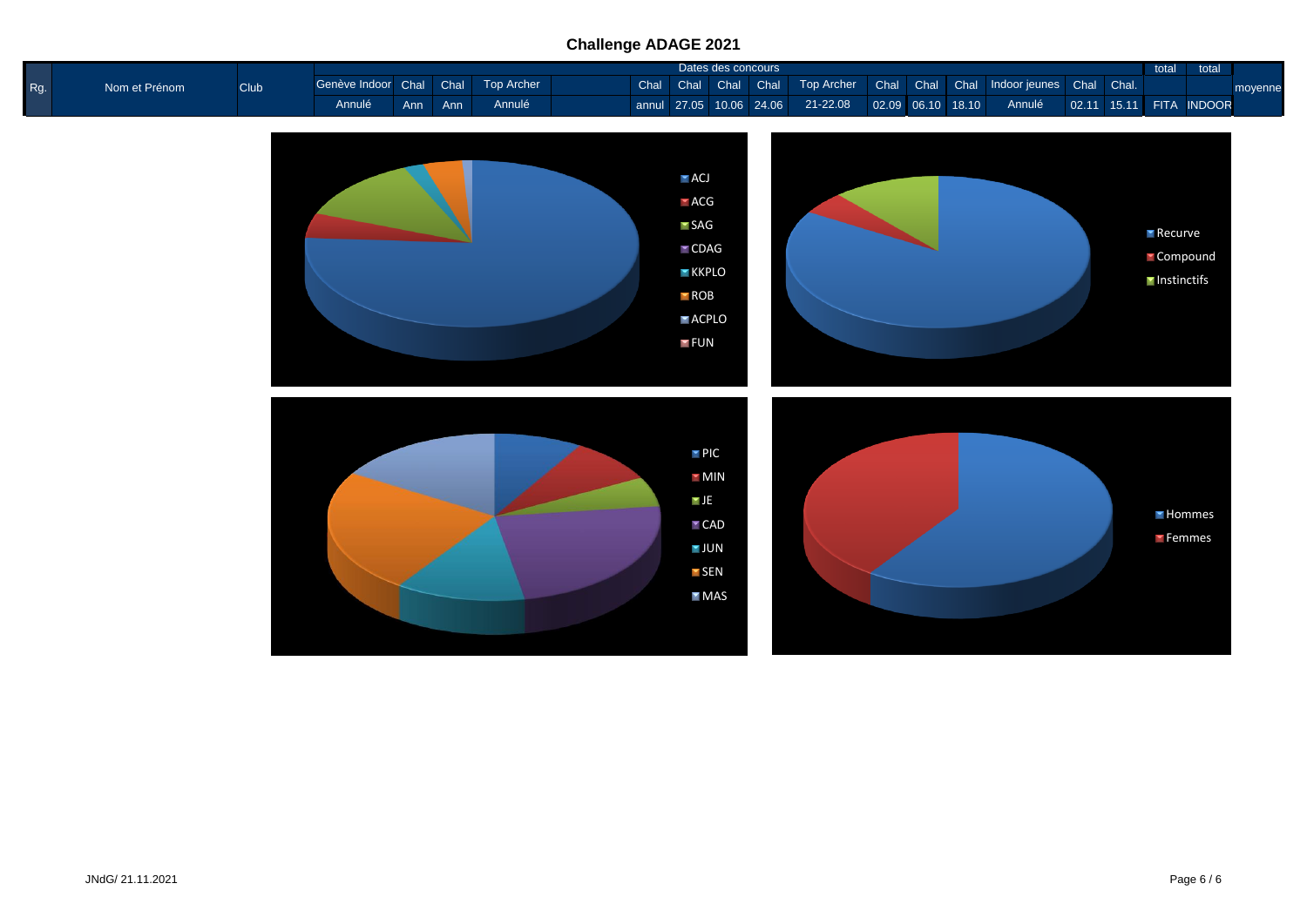# Challenge ADAGE 2021

| Rg. | Nom et Prénom | Club | Dates des concours | | | | | | | | | | | | | | | | total | total | moyenne |
|---|---|---|---|---|---|---|---|---|---|---|---|---|---|---|---|---|---|---|---|---|---|
| | | | Genève Indoor | Chal | Chal | Top Archer | | Chal | Chal | Chal | Chal | Top Archer | Chal | Chal | Chal | Indoor jeunes | Chal | Chal. | | | |
| | | | Annulé | Ann | Ann | Annulé | | annul | 27.05 | 10.06 | 24.06 | 21-22.08 | 02.09 | 06.10 | 18.10 | Annulé | 02.11 | 15.11 | FITA | INDOOR | |

ACJ
ACG
SAG
CDAG
KKPLO
ROB
ACPLO
FUN

Recurve
Compound
Instinctifs

PIC
MIN
JE
CAD
JUN
SEN
MAS

Hommes
Femmes

JNdG/ 21.11.2021